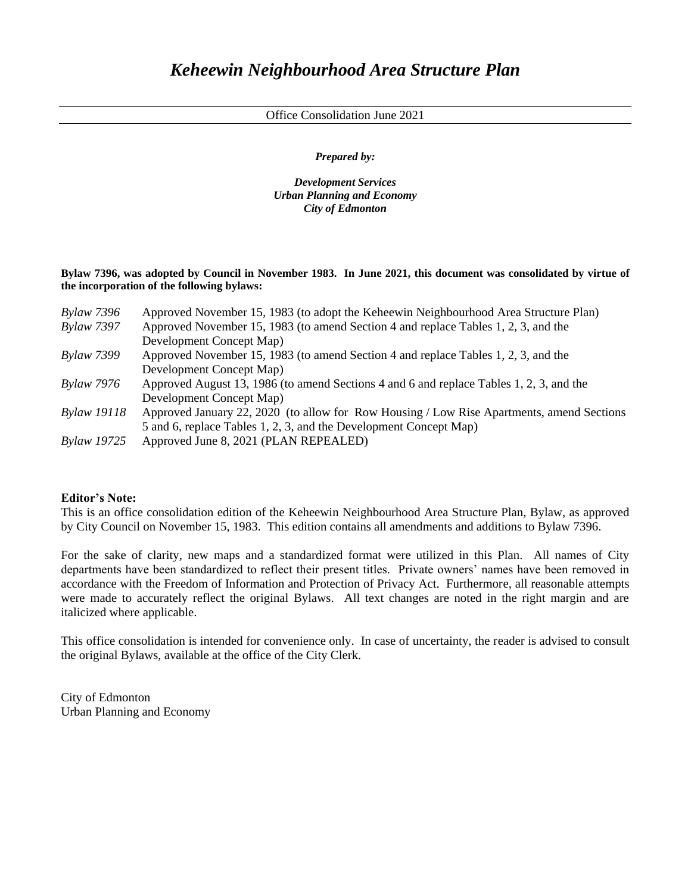# *Keheewin Neighbourhood Area Structure Plan*

Office Consolidation June 2021

***Prepared by:***

***Development Services***
***Urban Planning and Economy***
***City of Edmonton***

**Bylaw 7396, was adopted by Council in November 1983. In June 2021, this document was consolidated by virtue of the incorporation of the following bylaws:**

| | |
|---|---|
| *Bylaw 7396* | Approved November 15, 1983 (to adopt the Keheewin Neighbourhood Area Structure Plan) |
| *Bylaw 7397* | Approved November 15, 1983 (to amend Section 4 and replace Tables 1, 2, 3, and the Development Concept Map) |
| *Bylaw 7399* | Approved November 15, 1983 (to amend Section 4 and replace Tables 1, 2, 3, and the Development Concept Map) |
| *Bylaw 7976* | Approved August 13, 1986 (to amend Sections 4 and 6 and replace Tables 1, 2, 3, and the Development Concept Map) |
| *Bylaw 19118* | Approved January 22, 2020 (to allow for Row Housing / Low Rise Apartments, amend Sections 5 and 6, replace Tables 1, 2, 3, and the Development Concept Map) |
| *Bylaw 19725* | Approved June 8, 2021 (PLAN REPEALED) |

**Editor's Note:**

This is an office consolidation edition of the Keheewin Neighbourhood Area Structure Plan, Bylaw, as approved by City Council on November 15, 1983. This edition contains all amendments and additions to Bylaw 7396.

For the sake of clarity, new maps and a standardized format were utilized in this Plan. All names of City departments have been standardized to reflect their present titles. Private owners' names have been removed in accordance with the Freedom of Information and Protection of Privacy Act. Furthermore, all reasonable attempts were made to accurately reflect the original Bylaws. All text changes are noted in the right margin and are italicized where applicable.

This office consolidation is intended for convenience only. In case of uncertainty, the reader is advised to consult the original Bylaws, available at the office of the City Clerk.

City of Edmonton
Urban Planning and Economy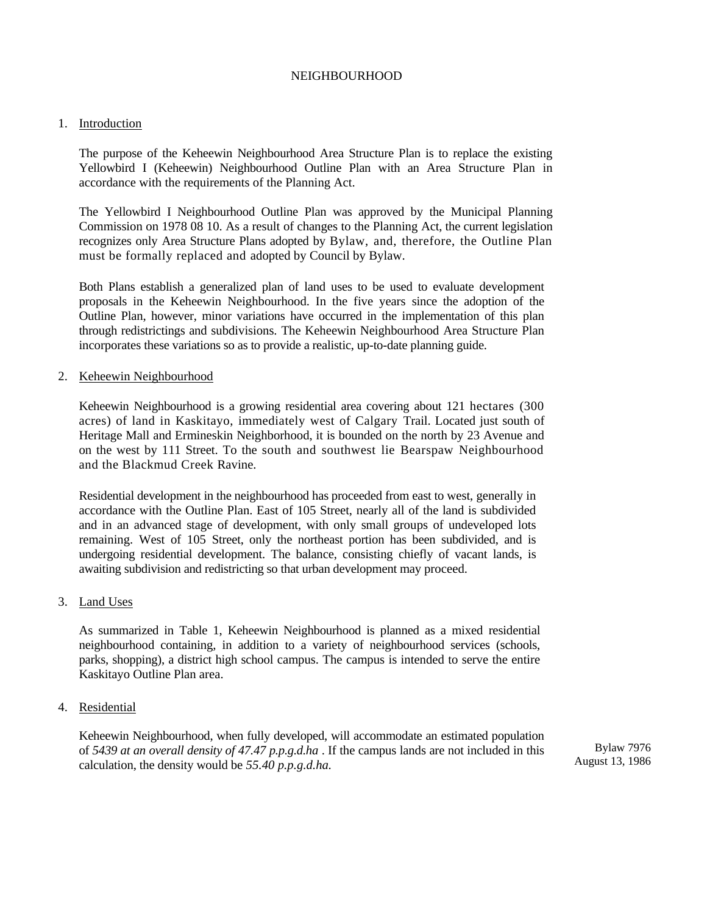# NEIGHBOURHOOD

## 1. Introduction

The purpose of the Keheewin Neighbourhood Area Structure Plan is to replace the existing Yellowbird I (Keheewin) Neighbourhood Outline Plan with an Area Structure Plan in accordance with the requirements of the Planning Act.

The Yellowbird I Neighbourhood Outline Plan was approved by the Municipal Planning Commission on 1978 08 10. As a result of changes to the Planning Act, the current legislation recognizes only Area Structure Plans adopted by Bylaw, and, therefore, the Outline Plan must be formally replaced and adopted by Council by Bylaw.

Both Plans establish a generalized plan of land uses to be used to evaluate development proposals in the Keheewin Neighbourhood. In the five years since the adoption of the Outline Plan, however, minor variations have occurred in the implementation of this plan through redistrictings and subdivisions. The Keheewin Neighbourhood Area Structure Plan incorporates these variations so as to provide a realistic, up-to-date planning guide.

## 2. Keheewin Neighbourhood

Keheewin Neighbourhood is a growing residential area covering about 121 hectares (300 acres) of land in Kaskitayo, immediately west of Calgary Trail. Located just south of Heritage Mall and Ermineskin Neighborhood, it is bounded on the north by 23 Avenue and on the west by 111 Street. To the south and southwest lie Bearspaw Neighbourhood and the Blackmud Creek Ravine.

Residential development in the neighbourhood has proceeded from east to west, generally in accordance with the Outline Plan. East of 105 Street, nearly all of the land is subdivided and in an advanced stage of development, with only small groups of undeveloped lots remaining. West of 105 Street, only the northeast portion has been subdivided, and is undergoing residential development. The balance, consisting chiefly of vacant lands, is awaiting subdivision and redistricting so that urban development may proceed.

## 3. Land Uses

As summarized in Table 1, Keheewin Neighbourhood is planned as a mixed residential neighbourhood containing, in addition to a variety of neighbourhood services (schools, parks, shopping), a district high school campus. The campus is intended to serve the entire Kaskitayo Outline Plan area.

## 4. Residential

Keheewin Neighbourhood, when fully developed, will accommodate an estimated population of *5439 at an overall density of 47.47 p.p.g.d.ha* . If the campus lands are not included in this calculation, the density would be *55.40 p.p.g.d.ha.*

Bylaw 7976
August 13, 1986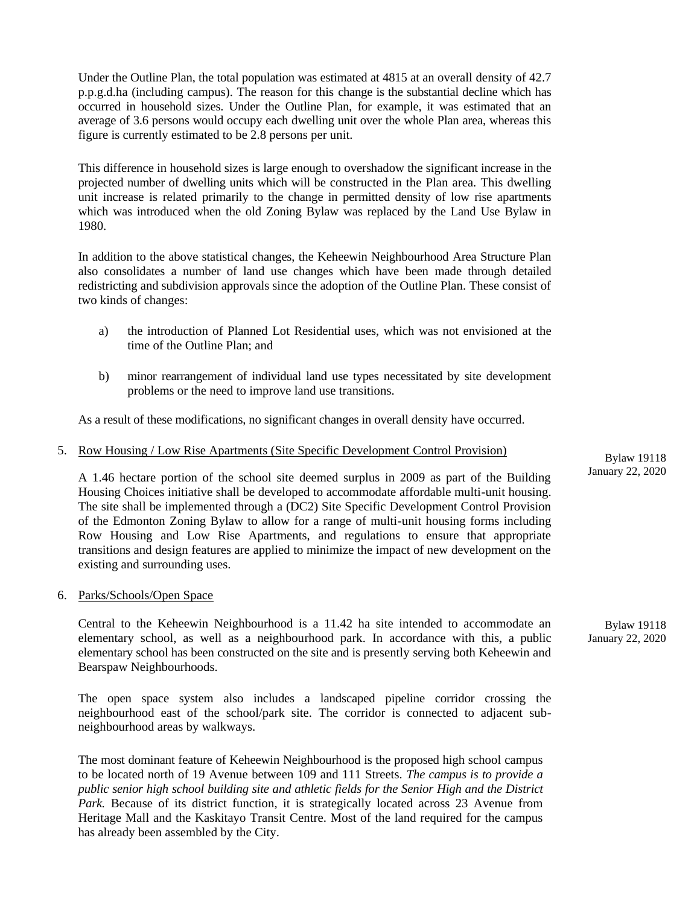Under the Outline Plan, the total population was estimated at 4815 at an overall density of 42.7 p.p.g.d.ha (including campus). The reason for this change is the substantial decline which has occurred in household sizes. Under the Outline Plan, for example, it was estimated that an average of 3.6 persons would occupy each dwelling unit over the whole Plan area, whereas this figure is currently estimated to be 2.8 persons per unit.

This difference in household sizes is large enough to overshadow the significant increase in the projected number of dwelling units which will be constructed in the Plan area. This dwelling unit increase is related primarily to the change in permitted density of low rise apartments which was introduced when the old Zoning Bylaw was replaced by the Land Use Bylaw in 1980.

In addition to the above statistical changes, the Keheewin Neighbourhood Area Structure Plan also consolidates a number of land use changes which have been made through detailed redistricting and subdivision approvals since the adoption of the Outline Plan. These consist of two kinds of changes:

a) the introduction of Planned Lot Residential uses, which was not envisioned at the time of the Outline Plan; and

b) minor rearrangement of individual land use types necessitated by site development problems or the need to improve land use transitions.

As a result of these modifications, no significant changes in overall density have occurred.

5. Row Housing / Low Rise Apartments (Site Specific Development Control Provision)

Bylaw 19118
January 22, 2020

A 1.46 hectare portion of the school site deemed surplus in 2009 as part of the Building Housing Choices initiative shall be developed to accommodate affordable multi-unit housing. The site shall be implemented through a (DC2) Site Specific Development Control Provision of the Edmonton Zoning Bylaw to allow for a range of multi-unit housing forms including Row Housing and Low Rise Apartments, and regulations to ensure that appropriate transitions and design features are applied to minimize the impact of new development on the existing and surrounding uses.

6. Parks/Schools/Open Space

Bylaw 19118
January 22, 2020

Central to the Keheewin Neighbourhood is a 11.42 ha site intended to accommodate an elementary school, as well as a neighbourhood park. In accordance with this, a public elementary school has been constructed on the site and is presently serving both Keheewin and Bearspaw Neighbourhoods.

The open space system also includes a landscaped pipeline corridor crossing the neighbourhood east of the school/park site. The corridor is connected to adjacent sub-neighbourhood areas by walkways.

The most dominant feature of Keheewin Neighbourhood is the proposed high school campus to be located north of 19 Avenue between 109 and 111 Streets. *The campus is to provide a public senior high school building site and athletic fields for the Senior High and the District Park.* Because of its district function, it is strategically located across 23 Avenue from Heritage Mall and the Kaskitayo Transit Centre. Most of the land required for the campus has already been assembled by the City.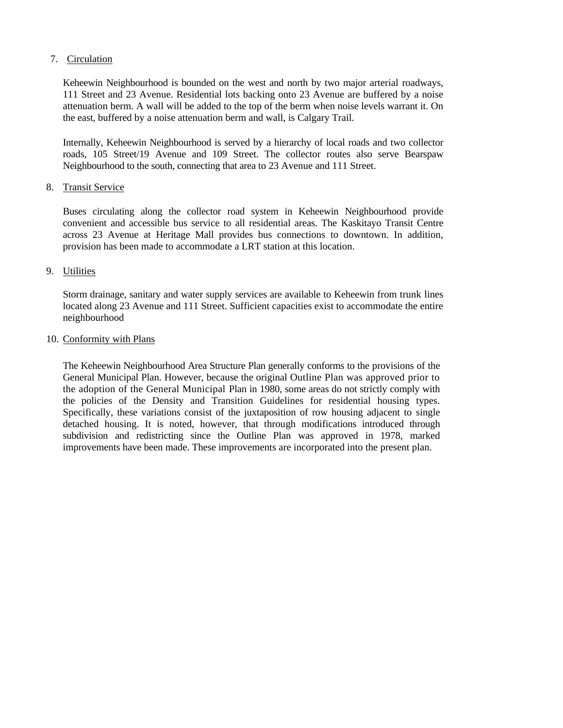7. Circulation

   Keheewin Neighbourhood is bounded on the west and north by two major arterial roadways, 111 Street and 23 Avenue. Residential lots backing onto 23 Avenue are buffered by a noise attenuation berm. A wall will be added to the top of the berm when noise levels warrant it. On the east, buffered by a noise attenuation berm and wall, is Calgary Trail.

   Internally, Keheewin Neighbourhood is served by a hierarchy of local roads and two collector roads, 105 Street/19 Avenue and 109 Street. The collector routes also serve Bearspaw Neighbourhood to the south, connecting that area to 23 Avenue and 111 Street.

8. Transit Service

   Buses circulating along the collector road system in Keheewin Neighbourhood provide convenient and accessible bus service to all residential areas. The Kaskitayo Transit Centre across 23 Avenue at Heritage Mall provides bus connections to downtown. In addition, provision has been made to accommodate a LRT station at this location.

9. Utilities

   Storm drainage, sanitary and water supply services are available to Keheewin from trunk lines located along 23 Avenue and 111 Street. Sufficient capacities exist to accommodate the entire neighbourhood

10. Conformity with Plans

   The Keheewin Neighbourhood Area Structure Plan generally conforms to the provisions of the General Municipal Plan. However, because the original Outline Plan was approved prior to the adoption of the General Municipal Plan in 1980, some areas do not strictly comply with the policies of the Density and Transition Guidelines for residential housing types. Specifically, these variations consist of the juxtaposition of row housing adjacent to single detached housing. It is noted, however, that through modifications introduced through subdivision and redistricting since the Outline Plan was approved in 1978, marked improvements have been made. These improvements are incorporated into the present plan.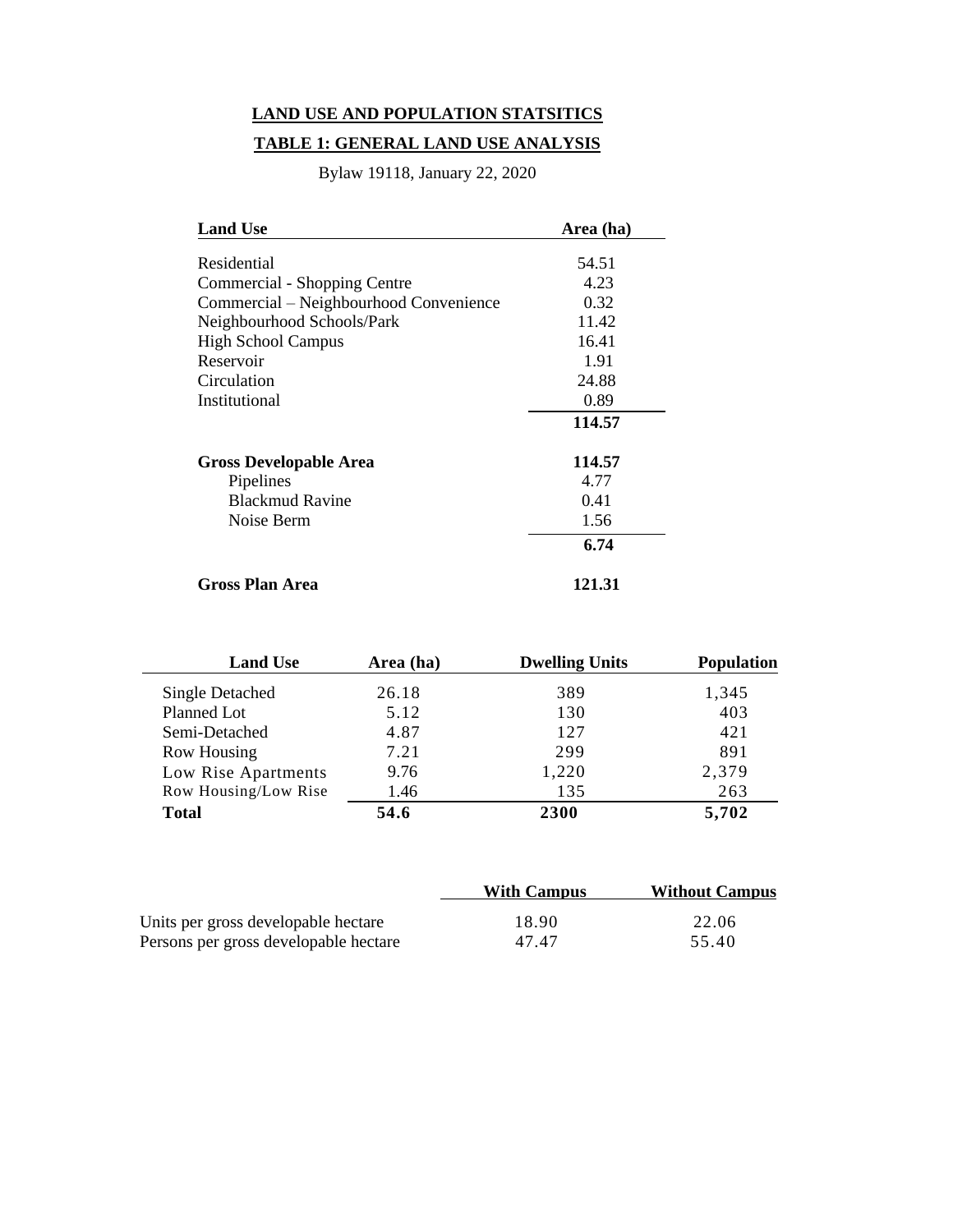## LAND USE AND POPULATION STATSITICS

## TABLE 1: GENERAL LAND USE ANALYSIS

Bylaw 19118, January 22, 2020

| Land Use | Area (ha) |
|---|---|
| Residential | 54.51 |
| Commercial - Shopping Centre | 4.23 |
| Commercial – Neighbourhood Convenience | 0.32 |
| Neighbourhood Schools/Park | 11.42 |
| High School Campus | 16.41 |
| Reservoir | 1.91 |
| Circulation | 24.88 |
| Institutional | 0.89 |
| | **114.57** |
| **Gross Developable Area** | **114.57** |
| Pipelines | 4.77 |
| Blackmud Ravine | 0.41 |
| Noise Berm | 1.56 |
| | **6.74** |
| **Gross Plan Area** | **121.31** |

| Land Use | Area (ha) | Dwelling Units | Population |
|---|---|---|---|
| Single Detached | 26.18 | 389 | 1,345 |
| Planned Lot | 5.12 | 130 | 403 |
| Semi-Detached | 4.87 | 127 | 421 |
| Row Housing | 7.21 | 299 | 891 |
| Low Rise Apartments | 9.76 | 1,220 | 2,379 |
| Row Housing/Low Rise | 1.46 | 135 | 263 |
| **Total** | **54.6** | **2300** | **5,702** |

| | With Campus | Without Campus |
|---|---|---|
| Units per gross developable hectare | 18.90 | 22.06 |
| Persons per gross developable hectare | 47.47 | 55.40 |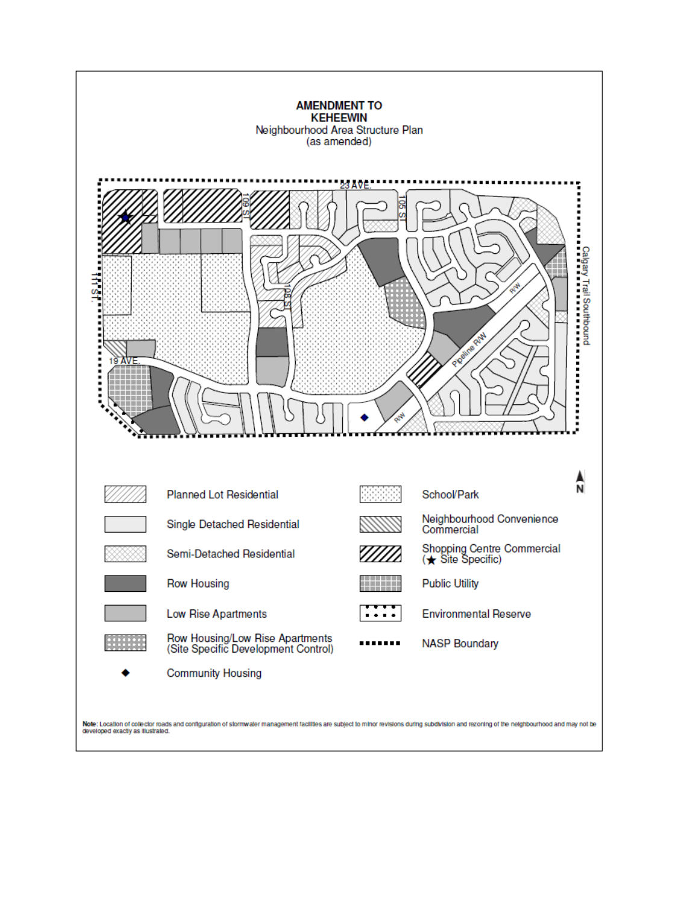**AMENDMENT TO**
**KEHEEWIN**
Neighbourhood Area Structure Plan
(as amended)

23 AVE.
109 ST
105 ST
108 ST
111 ST.
19 AVE.
R/W
Pipeline R/W
R/W
Calgary Trail Southbound

Planned Lot Residential

Single Detached Residential

Semi-Detached Residential

Row Housing

Low Rise Apartments

Row Housing/Low Rise Apartments (Site Specific Development Control)

Community Housing

School/Park

Neighbourhood Convenience Commercial

Shopping Centre Commercial (★ Site Specific)

Public Utility

Environmental Reserve

NASP Boundary

N

**Note:** Location of collector roads and configuration of stormwater management facilities are subject to minor revisions during subdivision and rezoning of the neighbourhood and may not be developed exactly as illustrated.